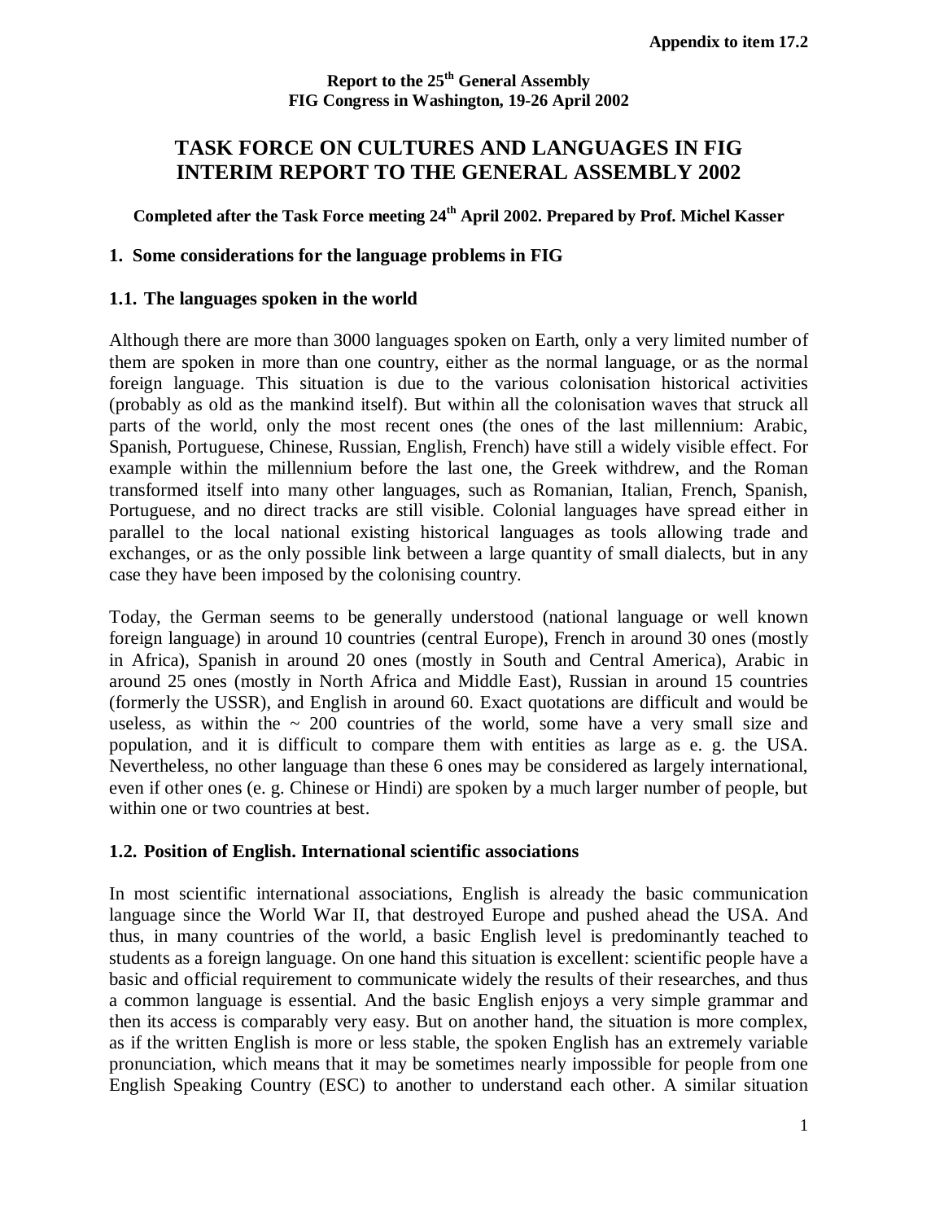**Appendix to item 17.2**

**Report to the 25th General Assembly**
**FIG Congress in Washington, 19-26 April 2002**

# TASK FORCE ON CULTURES AND LANGUAGES IN FIG INTERIM REPORT TO THE GENERAL ASSEMBLY 2002

**Completed after the Task Force meeting 24th April 2002. Prepared by Prof. Michel Kasser**

## 1. Some considerations for the language problems in FIG

### 1.1. The languages spoken in the world

Although there are more than 3000 languages spoken on Earth, only a very limited number of them are spoken in more than one country, either as the normal language, or as the normal foreign language. This situation is due to the various colonisation historical activities (probably as old as the mankind itself). But within all the colonisation waves that struck all parts of the world, only the most recent ones (the ones of the last millennium: Arabic, Spanish, Portuguese, Chinese, Russian, English, French) have still a widely visible effect. For example within the millennium before the last one, the Greek withdrew, and the Roman transformed itself into many other languages, such as Romanian, Italian, French, Spanish, Portuguese, and no direct tracks are still visible. Colonial languages have spread either in parallel to the local national existing historical languages as tools allowing trade and exchanges, or as the only possible link between a large quantity of small dialects, but in any case they have been imposed by the colonising country.

Today, the German seems to be generally understood (national language or well known foreign language) in around 10 countries (central Europe), French in around 30 ones (mostly in Africa), Spanish in around 20 ones (mostly in South and Central America), Arabic in around 25 ones (mostly in North Africa and Middle East), Russian in around 15 countries (formerly the USSR), and English in around 60. Exact quotations are difficult and would be useless, as within the ~ 200 countries of the world, some have a very small size and population, and it is difficult to compare them with entities as large as e. g. the USA. Nevertheless, no other language than these 6 ones may be considered as largely international, even if other ones (e. g. Chinese or Hindi) are spoken by a much larger number of people, but within one or two countries at best.

### 1.2. Position of English. International scientific associations

In most scientific international associations, English is already the basic communication language since the World War II, that destroyed Europe and pushed ahead the USA. And thus, in many countries of the world, a basic English level is predominantly teached to students as a foreign language. On one hand this situation is excellent: scientific people have a basic and official requirement to communicate widely the results of their researches, and thus a common language is essential. And the basic English enjoys a very simple grammar and then its access is comparably very easy. But on another hand, the situation is more complex, as if the written English is more or less stable, the spoken English has an extremely variable pronunciation, which means that it may be sometimes nearly impossible for people from one English Speaking Country (ESC) to another to understand each other. A similar situation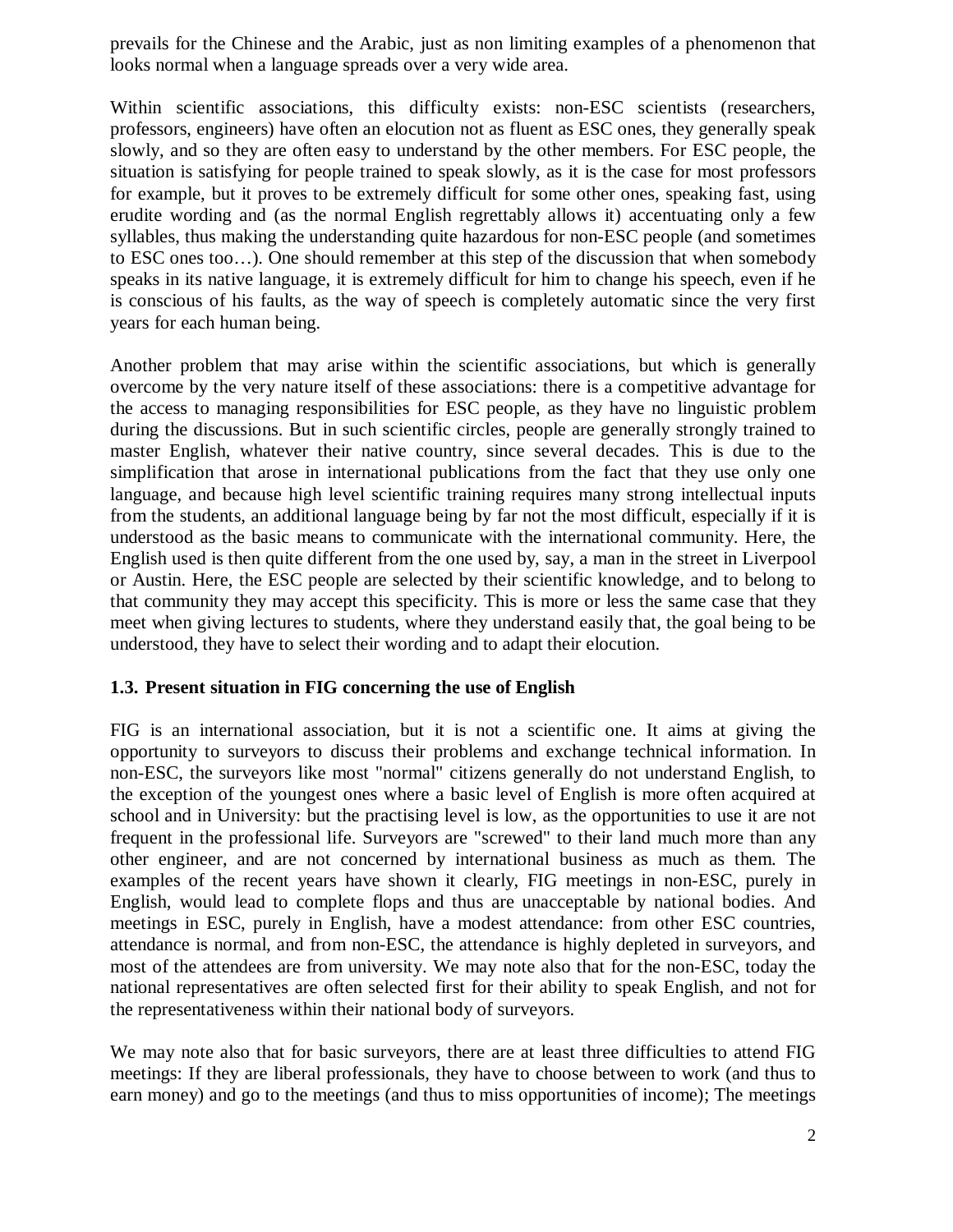prevails for the Chinese and the Arabic, just as non limiting examples of a phenomenon that looks normal when a language spreads over a very wide area.

Within scientific associations, this difficulty exists: non-ESC scientists (researchers, professors, engineers) have often an elocution not as fluent as ESC ones, they generally speak slowly, and so they are often easy to understand by the other members. For ESC people, the situation is satisfying for people trained to speak slowly, as it is the case for most professors for example, but it proves to be extremely difficult for some other ones, speaking fast, using erudite wording and (as the normal English regrettably allows it) accentuating only a few syllables, thus making the understanding quite hazardous for non-ESC people (and sometimes to ESC ones too…). One should remember at this step of the discussion that when somebody speaks in its native language, it is extremely difficult for him to change his speech, even if he is conscious of his faults, as the way of speech is completely automatic since the very first years for each human being.

Another problem that may arise within the scientific associations, but which is generally overcome by the very nature itself of these associations: there is a competitive advantage for the access to managing responsibilities for ESC people, as they have no linguistic problem during the discussions. But in such scientific circles, people are generally strongly trained to master English, whatever their native country, since several decades. This is due to the simplification that arose in international publications from the fact that they use only one language, and because high level scientific training requires many strong intellectual inputs from the students, an additional language being by far not the most difficult, especially if it is understood as the basic means to communicate with the international community. Here, the English used is then quite different from the one used by, say, a man in the street in Liverpool or Austin. Here, the ESC people are selected by their scientific knowledge, and to belong to that community they may accept this specificity. This is more or less the same case that they meet when giving lectures to students, where they understand easily that, the goal being to be understood, they have to select their wording and to adapt their elocution.

### 1.3. Present situation in FIG concerning the use of English

FIG is an international association, but it is not a scientific one. It aims at giving the opportunity to surveyors to discuss their problems and exchange technical information. In non-ESC, the surveyors like most "normal" citizens generally do not understand English, to the exception of the youngest ones where a basic level of English is more often acquired at school and in University: but the practising level is low, as the opportunities to use it are not frequent in the professional life. Surveyors are "screwed" to their land much more than any other engineer, and are not concerned by international business as much as them. The examples of the recent years have shown it clearly, FIG meetings in non-ESC, purely in English, would lead to complete flops and thus are unacceptable by national bodies. And meetings in ESC, purely in English, have a modest attendance: from other ESC countries, attendance is normal, and from non-ESC, the attendance is highly depleted in surveyors, and most of the attendees are from university. We may note also that for the non-ESC, today the national representatives are often selected first for their ability to speak English, and not for the representativeness within their national body of surveyors.

We may note also that for basic surveyors, there are at least three difficulties to attend FIG meetings: If they are liberal professionals, they have to choose between to work (and thus to earn money) and go to the meetings (and thus to miss opportunities of income); The meetings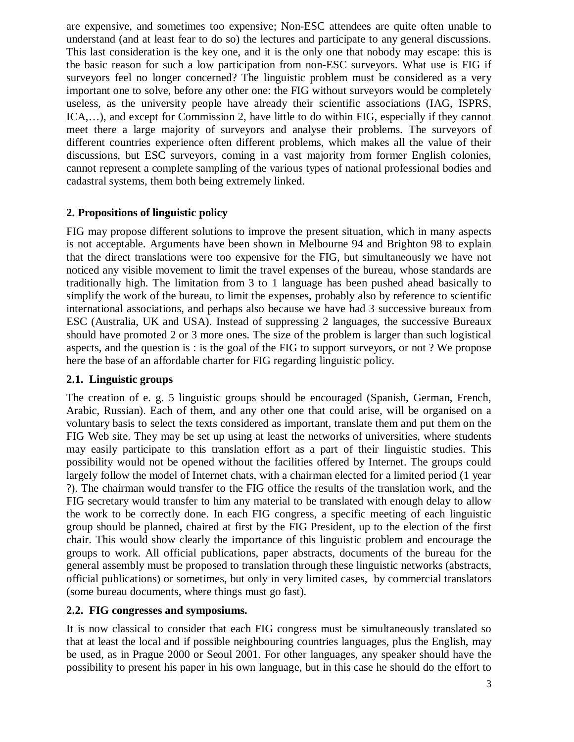are expensive, and sometimes too expensive; Non-ESC attendees are quite often unable to understand (and at least fear to do so) the lectures and participate to any general discussions. This last consideration is the key one, and it is the only one that nobody may escape: this is the basic reason for such a low participation from non-ESC surveyors. What use is FIG if surveyors feel no longer concerned? The linguistic problem must be considered as a very important one to solve, before any other one: the FIG without surveyors would be completely useless, as the university people have already their scientific associations (IAG, ISPRS, ICA,…), and except for Commission 2, have little to do within FIG, especially if they cannot meet there a large majority of surveyors and analyse their problems. The surveyors of different countries experience often different problems, which makes all the value of their discussions, but ESC surveyors, coming in a vast majority from former English colonies, cannot represent a complete sampling of the various types of national professional bodies and cadastral systems, them both being extremely linked.

## 2. Propositions of linguistic policy

FIG may propose different solutions to improve the present situation, which in many aspects is not acceptable. Arguments have been shown in Melbourne 94 and Brighton 98 to explain that the direct translations were too expensive for the FIG, but simultaneously we have not noticed any visible movement to limit the travel expenses of the bureau, whose standards are traditionally high. The limitation from 3 to 1 language has been pushed ahead basically to simplify the work of the bureau, to limit the expenses, probably also by reference to scientific international associations, and perhaps also because we have had 3 successive bureaux from ESC (Australia, UK and USA). Instead of suppressing 2 languages, the successive Bureaux should have promoted 2 or 3 more ones. The size of the problem is larger than such logistical aspects, and the question is : is the goal of the FIG to support surveyors, or not ? We propose here the base of an affordable charter for FIG regarding linguistic policy.

### 2.1. Linguistic groups

The creation of e. g. 5 linguistic groups should be encouraged (Spanish, German, French, Arabic, Russian). Each of them, and any other one that could arise, will be organised on a voluntary basis to select the texts considered as important, translate them and put them on the FIG Web site. They may be set up using at least the networks of universities, where students may easily participate to this translation effort as a part of their linguistic studies. This possibility would not be opened without the facilities offered by Internet. The groups could largely follow the model of Internet chats, with a chairman elected for a limited period (1 year ?). The chairman would transfer to the FIG office the results of the translation work, and the FIG secretary would transfer to him any material to be translated with enough delay to allow the work to be correctly done. In each FIG congress, a specific meeting of each linguistic group should be planned, chaired at first by the FIG President, up to the election of the first chair. This would show clearly the importance of this linguistic problem and encourage the groups to work. All official publications, paper abstracts, documents of the bureau for the general assembly must be proposed to translation through these linguistic networks (abstracts, official publications) or sometimes, but only in very limited cases, by commercial translators (some bureau documents, where things must go fast).

### 2.2. FIG congresses and symposiums.

It is now classical to consider that each FIG congress must be simultaneously translated so that at least the local and if possible neighbouring countries languages, plus the English, may be used, as in Prague 2000 or Seoul 2001. For other languages, any speaker should have the possibility to present his paper in his own language, but in this case he should do the effort to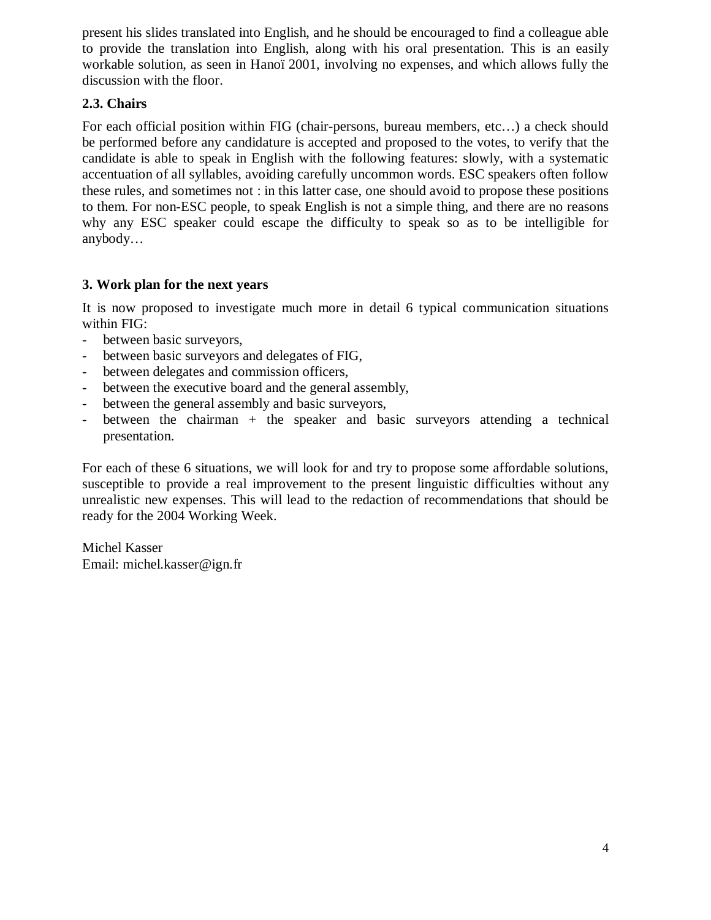present his slides translated into English, and he should be encouraged to find a colleague able to provide the translation into English, along with his oral presentation. This is an easily workable solution, as seen in Hanoï 2001, involving no expenses, and which allows fully the discussion with the floor.

### 2.3. Chairs

For each official position within FIG (chair-persons, bureau members, etc…) a check should be performed before any candidature is accepted and proposed to the votes, to verify that the candidate is able to speak in English with the following features: slowly, with a systematic accentuation of all syllables, avoiding carefully uncommon words. ESC speakers often follow these rules, and sometimes not : in this latter case, one should avoid to propose these positions to them. For non-ESC people, to speak English is not a simple thing, and there are no reasons why any ESC speaker could escape the difficulty to speak so as to be intelligible for anybody…

## 3. Work plan for the next years

It is now proposed to investigate much more in detail 6 typical communication situations within FIG:

- between basic surveyors,
- between basic surveyors and delegates of FIG,
- between delegates and commission officers,
- between the executive board and the general assembly,
- between the general assembly and basic surveyors,
- between the chairman + the speaker and basic surveyors attending a technical presentation.

For each of these 6 situations, we will look for and try to propose some affordable solutions, susceptible to provide a real improvement to the present linguistic difficulties without any unrealistic new expenses. This will lead to the redaction of recommendations that should be ready for the 2004 Working Week.

Michel Kasser
Email: michel.kasser@ign.fr